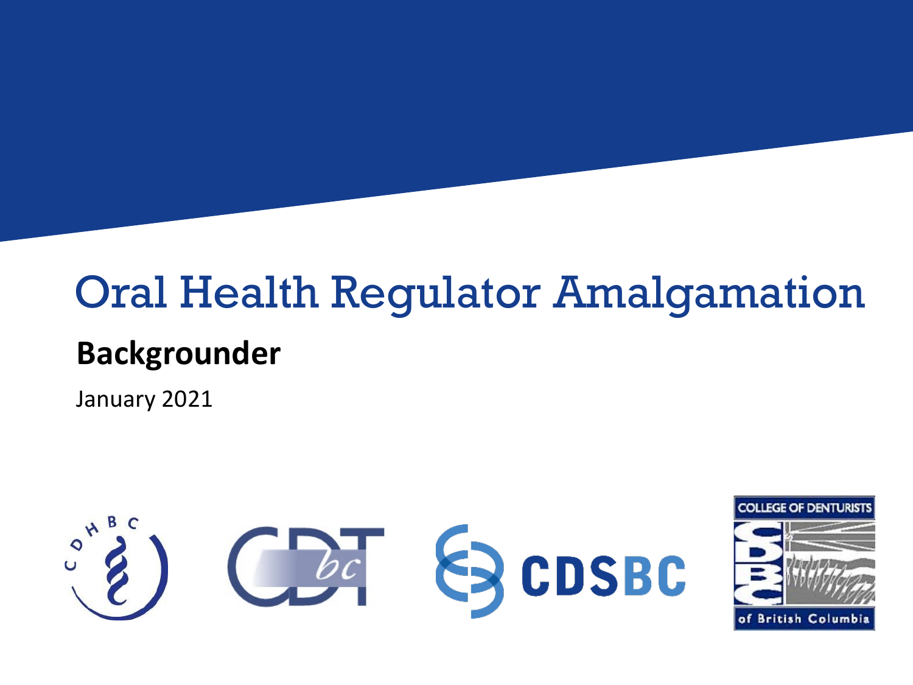# Oral Health Regulator Amalgamation

## Backgrounder

January 2021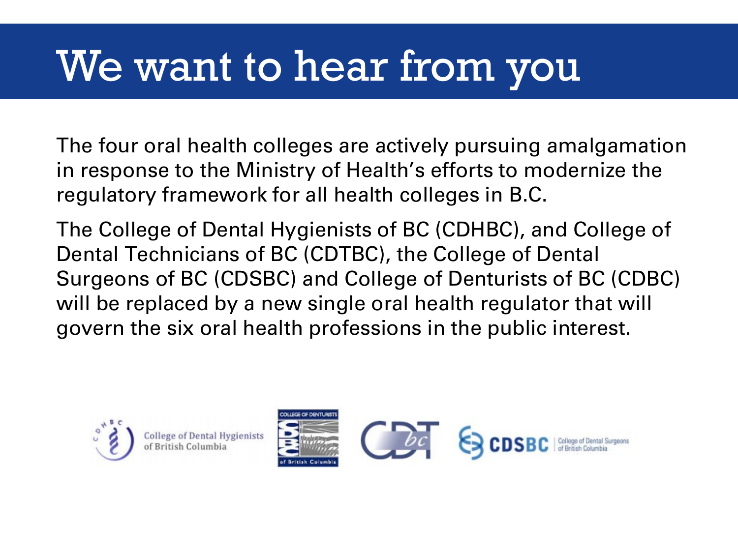# We want to hear from you

The four oral health colleges are actively pursuing amalgamation in response to the Ministry of Health's efforts to modernize the regulatory framework for all health colleges in B.C.

The College of Dental Hygienists of BC (CDHBC), and College of Dental Technicians of BC (CDTBC), the College of Dental Surgeons of BC (CDSBC) and College of Denturists of BC (CDBC) will be replaced by a new single oral health regulator that will govern the six oral health professions in the public interest.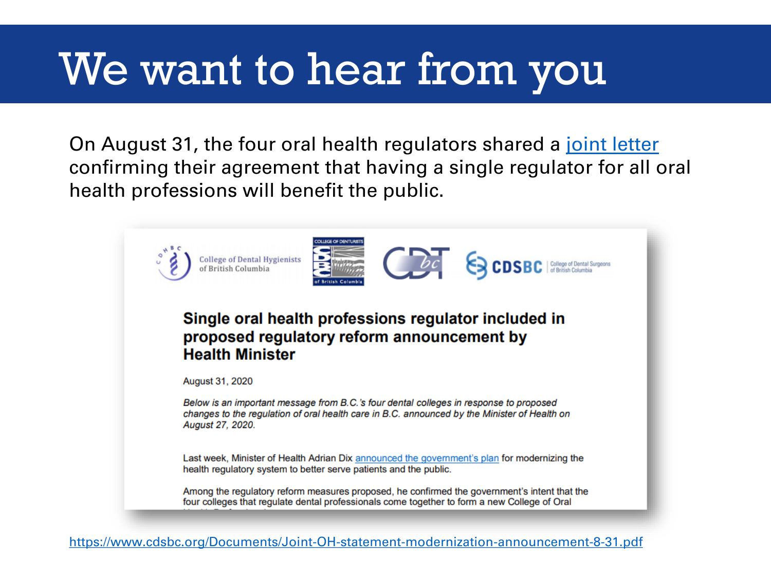# We want to hear from you

On August 31, the four oral health regulators shared a joint letter confirming their agreement that having a single regulator for all oral health professions will benefit the public.

College of Dental Hygienists of British Columbia | College of Denturists of British Columbia | CDTbc | CDSBC College of Dental Surgeons of British Columbia

## Single oral health professions regulator included in proposed regulatory reform announcement by Health Minister

August 31, 2020

*Below is an important message from B.C.'s four dental colleges in response to proposed changes to the regulation of oral health care in B.C. announced by the Minister of Health on August 27, 2020.*

Last week, Minister of Health Adrian Dix announced the government's plan for modernizing the health regulatory system to better serve patients and the public.

Among the regulatory reform measures proposed, he confirmed the government's intent that the four colleges that regulate dental professionals come together to form a new College of Oral

https://www.cdsbc.org/Documents/Joint-OH-statement-modernization-announcement-8-31.pdf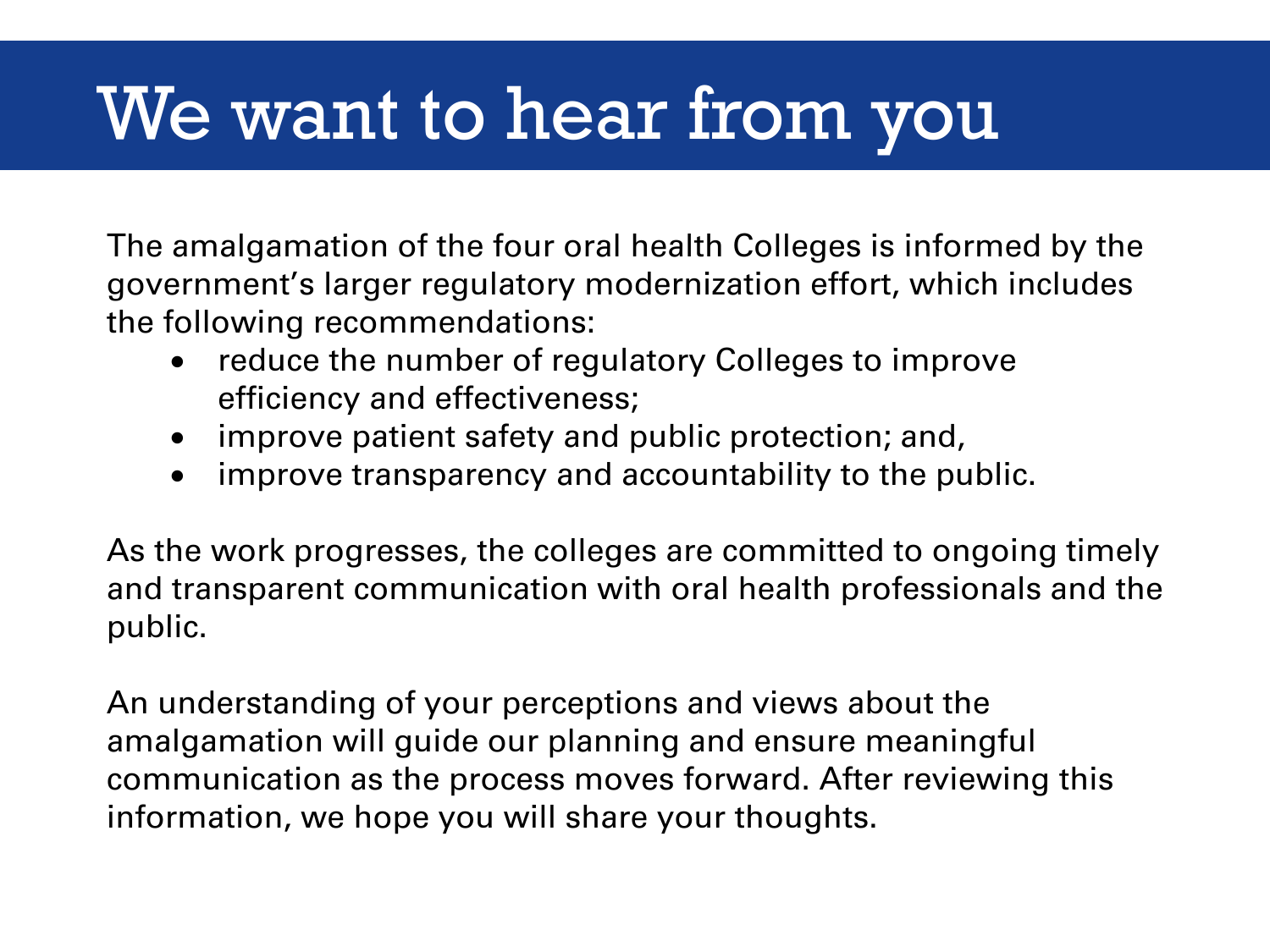# We want to hear from you

The amalgamation of the four oral health Colleges is informed by the government's larger regulatory modernization effort, which includes the following recommendations:

- reduce the number of regulatory Colleges to improve efficiency and effectiveness;
- improve patient safety and public protection; and,
- improve transparency and accountability to the public.

As the work progresses, the colleges are committed to ongoing timely and transparent communication with oral health professionals and the public.

An understanding of your perceptions and views about the amalgamation will guide our planning and ensure meaningful communication as the process moves forward. After reviewing this information, we hope you will share your thoughts.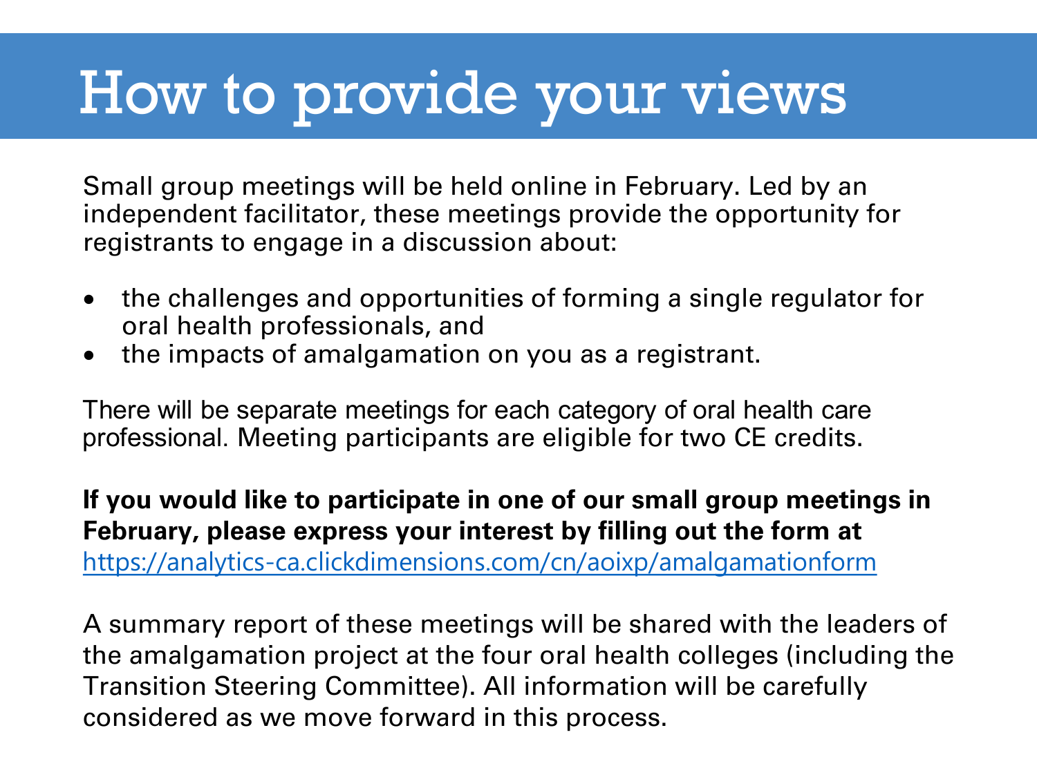# How to provide your views

Small group meetings will be held online in February. Led by an independent facilitator, these meetings provide the opportunity for registrants to engage in a discussion about:

- the challenges and opportunities of forming a single regulator for oral health professionals, and
- the impacts of amalgamation on you as a registrant.

There will be separate meetings for each category of oral health care professional. Meeting participants are eligible for two CE credits.

**If you would like to participate in one of our small group meetings in February, please express your interest by filling out the form at** https://analytics-ca.clickdimensions.com/cn/aoixp/amalgamationform

A summary report of these meetings will be shared with the leaders of the amalgamation project at the four oral health colleges (including the Transition Steering Committee). All information will be carefully considered as we move forward in this process.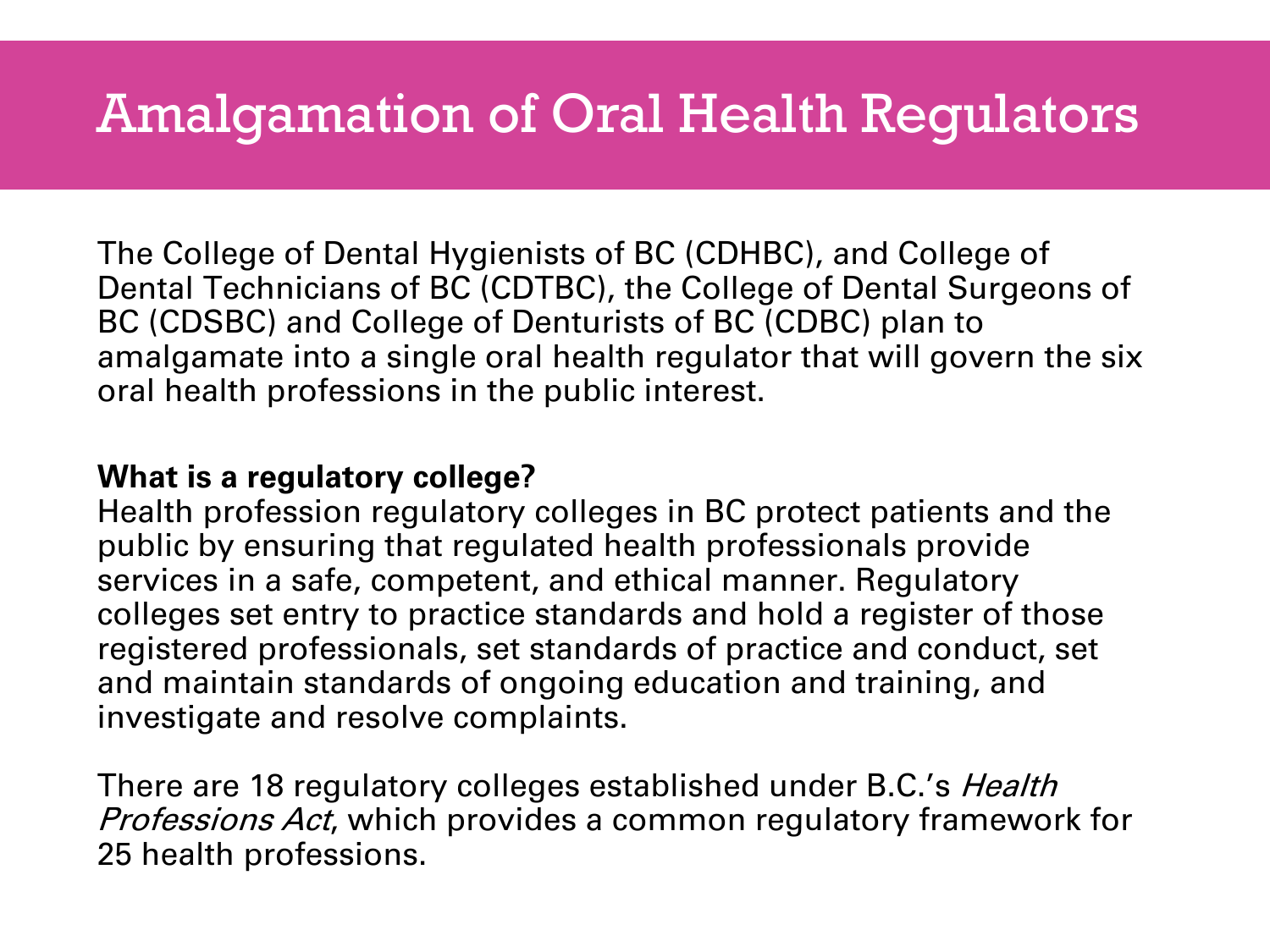# Amalgamation of Oral Health Regulators

The College of Dental Hygienists of BC (CDHBC), and College of Dental Technicians of BC (CDTBC), the College of Dental Surgeons of BC (CDSBC) and College of Denturists of BC (CDBC) plan to amalgamate into a single oral health regulator that will govern the six oral health professions in the public interest.

**What is a regulatory college?**

Health profession regulatory colleges in BC protect patients and the public by ensuring that regulated health professionals provide services in a safe, competent, and ethical manner. Regulatory colleges set entry to practice standards and hold a register of those registered professionals, set standards of practice and conduct, set and maintain standards of ongoing education and training, and investigate and resolve complaints.

There are 18 regulatory colleges established under B.C.'s *Health Professions Act*, which provides a common regulatory framework for 25 health professions.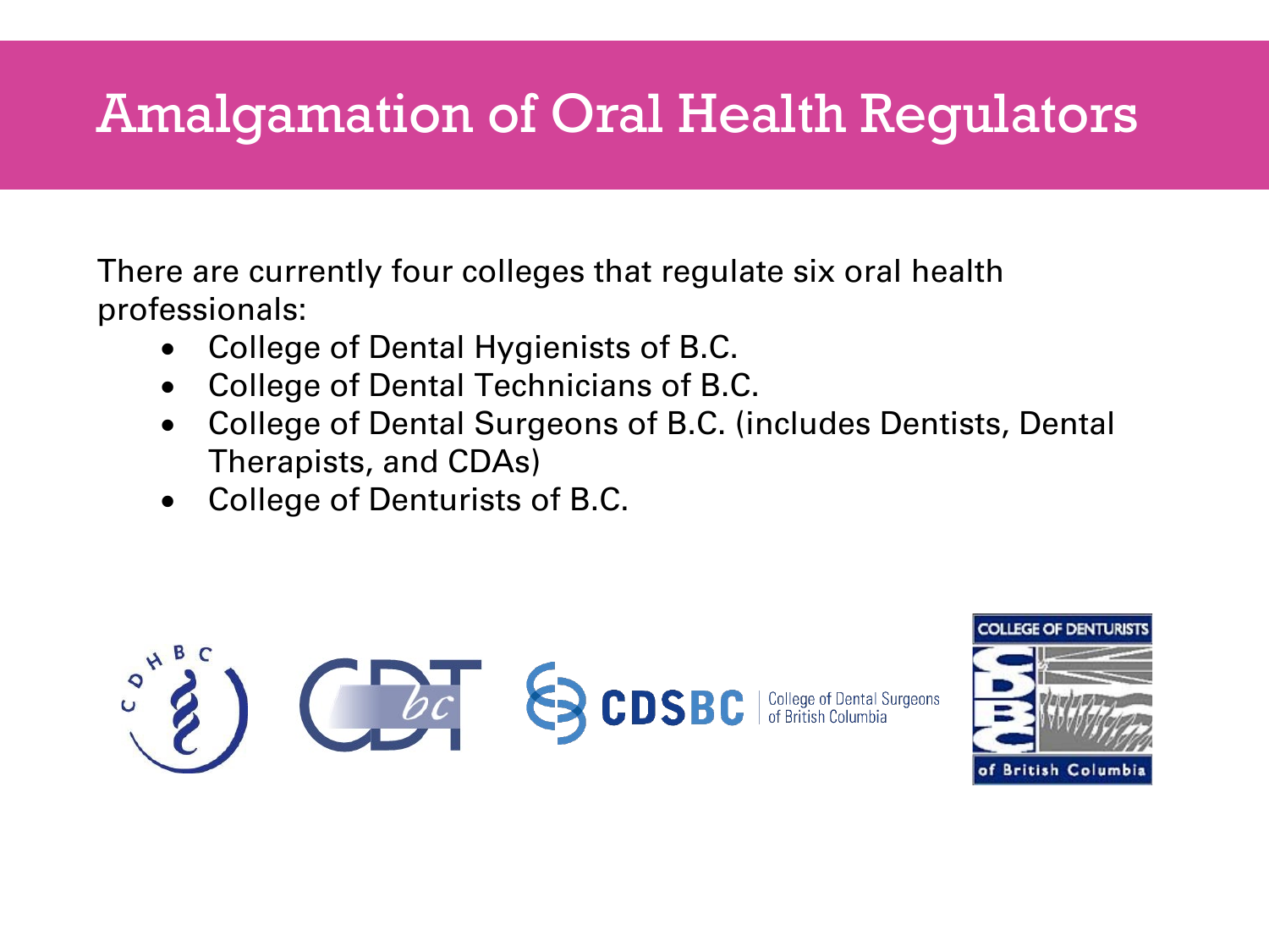# Amalgamation of Oral Health Regulators

There are currently four colleges that regulate six oral health professionals:

- College of Dental Hygienists of B.C.
- College of Dental Technicians of B.C.
- College of Dental Surgeons of B.C. (includes Dentists, Dental Therapists, and CDAs)
- College of Denturists of B.C.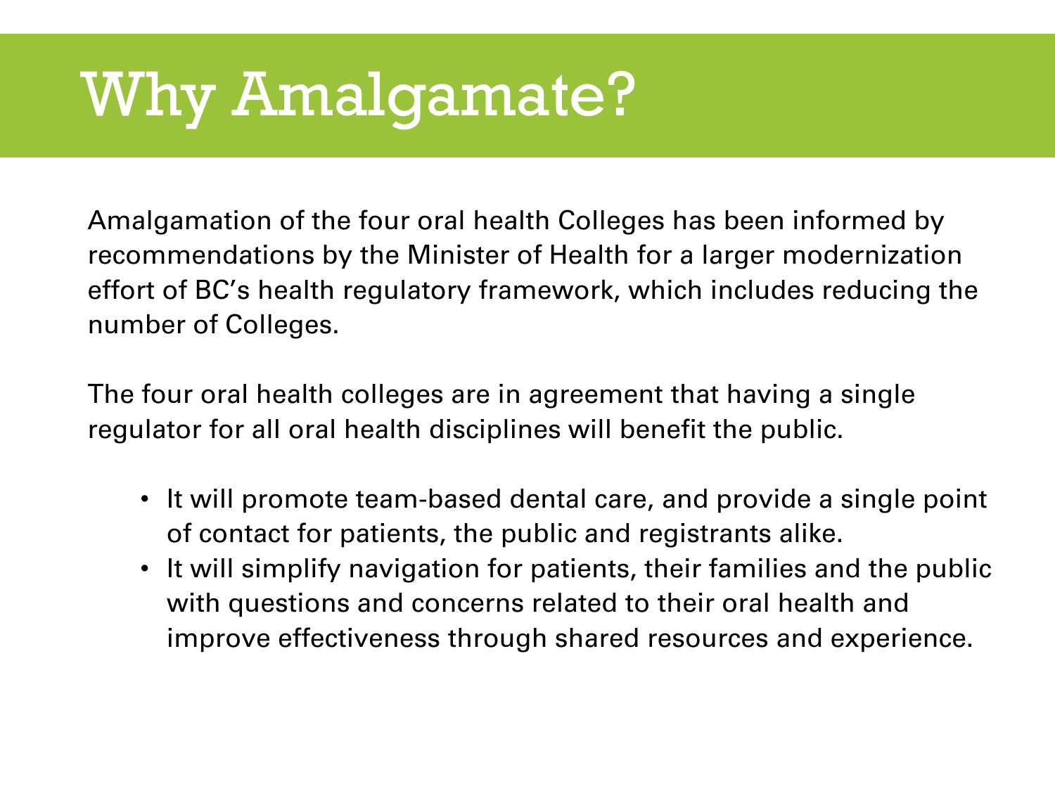# Why Amalgamate?

Amalgamation of the four oral health Colleges has been informed by recommendations by the Minister of Health for a larger modernization effort of BC's health regulatory framework, which includes reducing the number of Colleges.

The four oral health colleges are in agreement that having a single regulator for all oral health disciplines will benefit the public.

- It will promote team-based dental care, and provide a single point of contact for patients, the public and registrants alike.
- It will simplify navigation for patients, their families and the public with questions and concerns related to their oral health and improve effectiveness through shared resources and experience.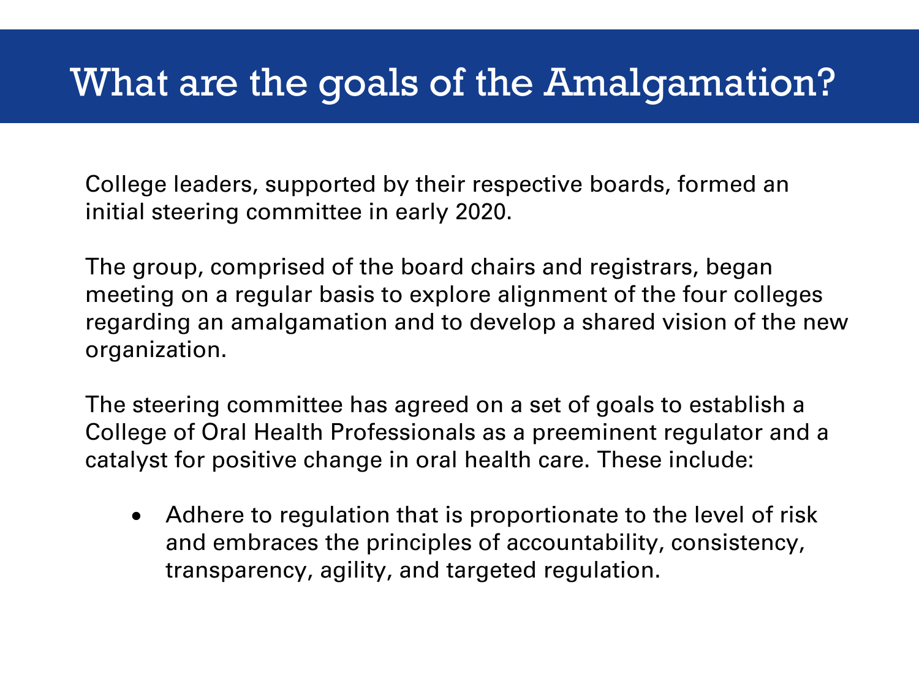# What are the goals of the Amalgamation?

College leaders, supported by their respective boards, formed an initial steering committee in early 2020.

The group, comprised of the board chairs and registrars, began meeting on a regular basis to explore alignment of the four colleges regarding an amalgamation and to develop a shared vision of the new organization.

The steering committee has agreed on a set of goals to establish a College of Oral Health Professionals as a preeminent regulator and a catalyst for positive change in oral health care. These include:

- Adhere to regulation that is proportionate to the level of risk and embraces the principles of accountability, consistency, transparency, agility, and targeted regulation.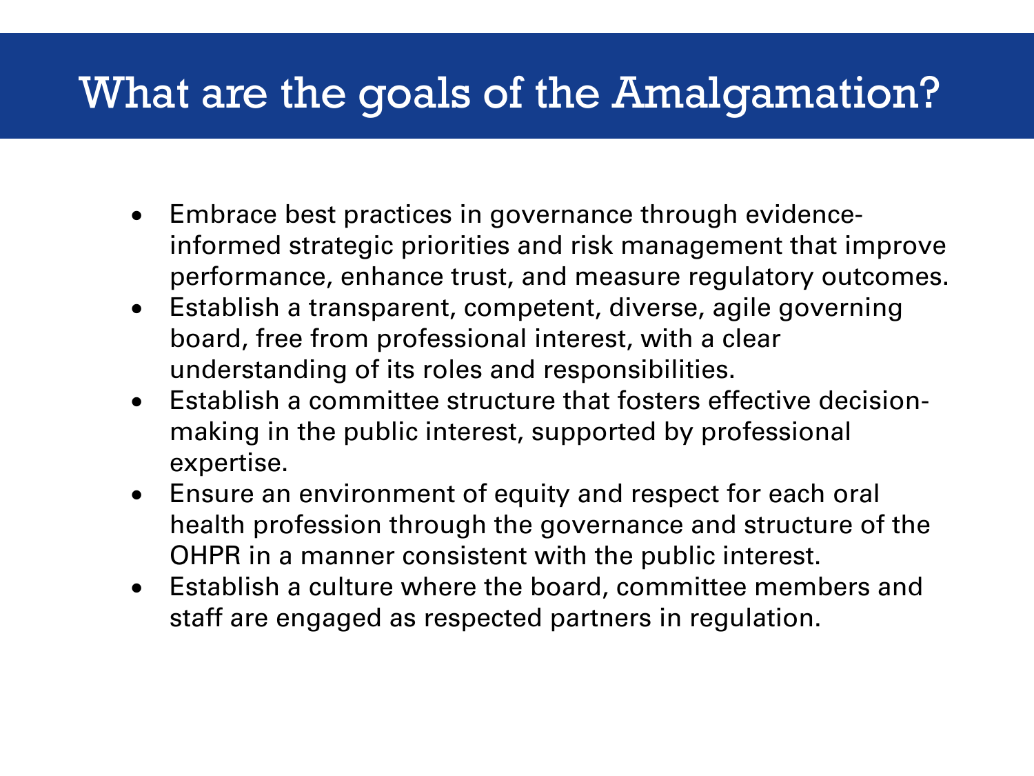# What are the goals of the Amalgamation?

- Embrace best practices in governance through evidence-informed strategic priorities and risk management that improve performance, enhance trust, and measure regulatory outcomes.
- Establish a transparent, competent, diverse, agile governing board, free from professional interest, with a clear understanding of its roles and responsibilities.
- Establish a committee structure that fosters effective decision-making in the public interest, supported by professional expertise.
- Ensure an environment of equity and respect for each oral health profession through the governance and structure of the OHPR in a manner consistent with the public interest.
- Establish a culture where the board, committee members and staff are engaged as respected partners in regulation.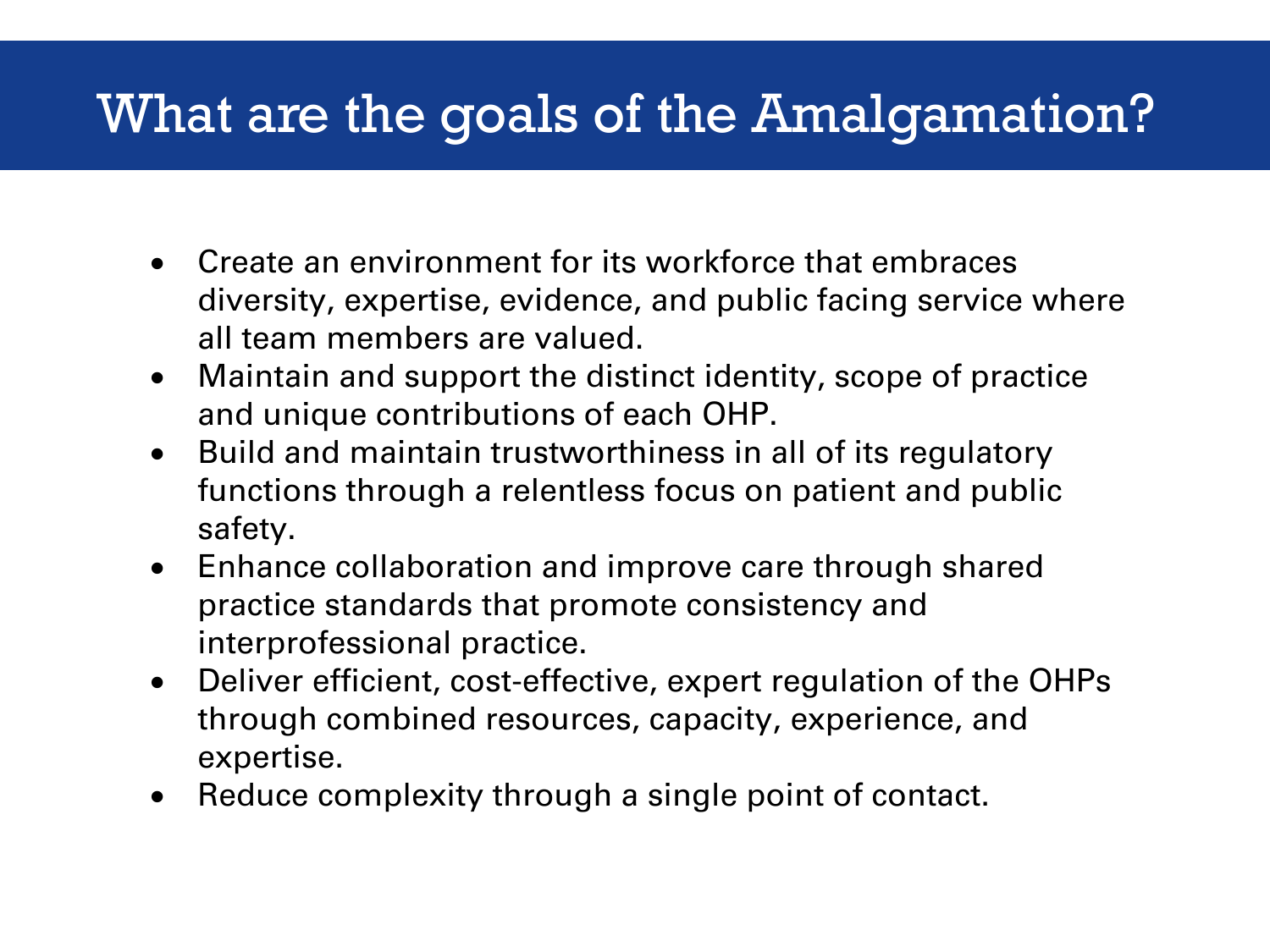# What are the goals of the Amalgamation?

- Create an environment for its workforce that embraces diversity, expertise, evidence, and public facing service where all team members are valued.
- Maintain and support the distinct identity, scope of practice and unique contributions of each OHP.
- Build and maintain trustworthiness in all of its regulatory functions through a relentless focus on patient and public safety.
- Enhance collaboration and improve care through shared practice standards that promote consistency and interprofessional practice.
- Deliver efficient, cost-effective, expert regulation of the OHPs through combined resources, capacity, experience, and expertise.
- Reduce complexity through a single point of contact.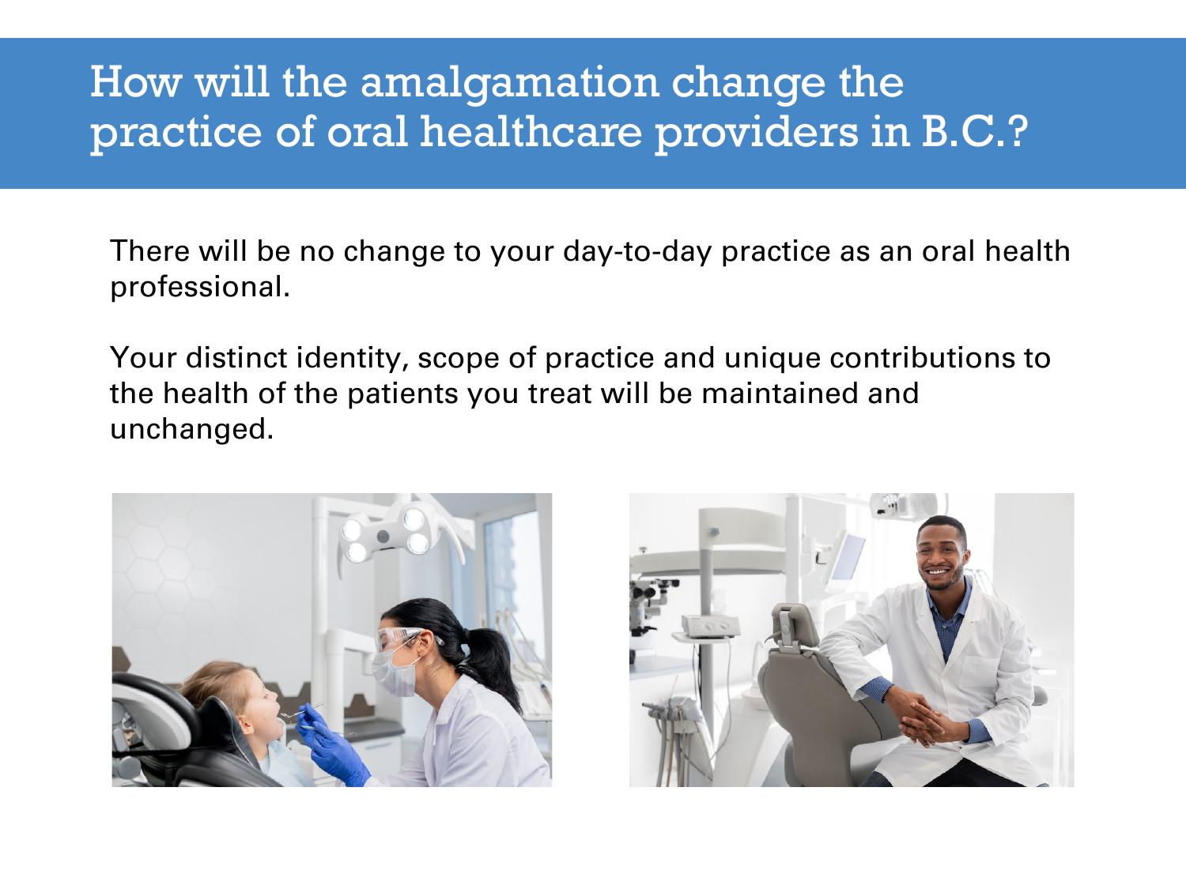# How will the amalgamation change the practice of oral healthcare providers in B.C.?

There will be no change to your day-to-day practice as an oral health professional.

Your distinct identity, scope of practice and unique contributions to the health of the patients you treat will be maintained and unchanged.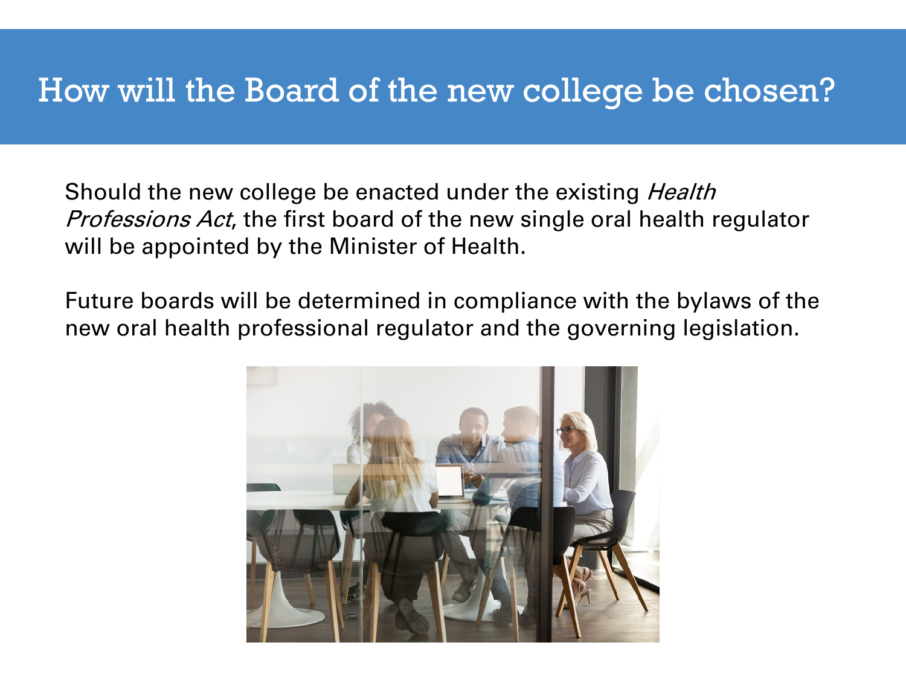# How will the Board of the new college be chosen?

Should the new college be enacted under the existing *Health Professions Act*, the first board of the new single oral health regulator will be appointed by the Minister of Health.

Future boards will be determined in compliance with the bylaws of the new oral health professional regulator and the governing legislation.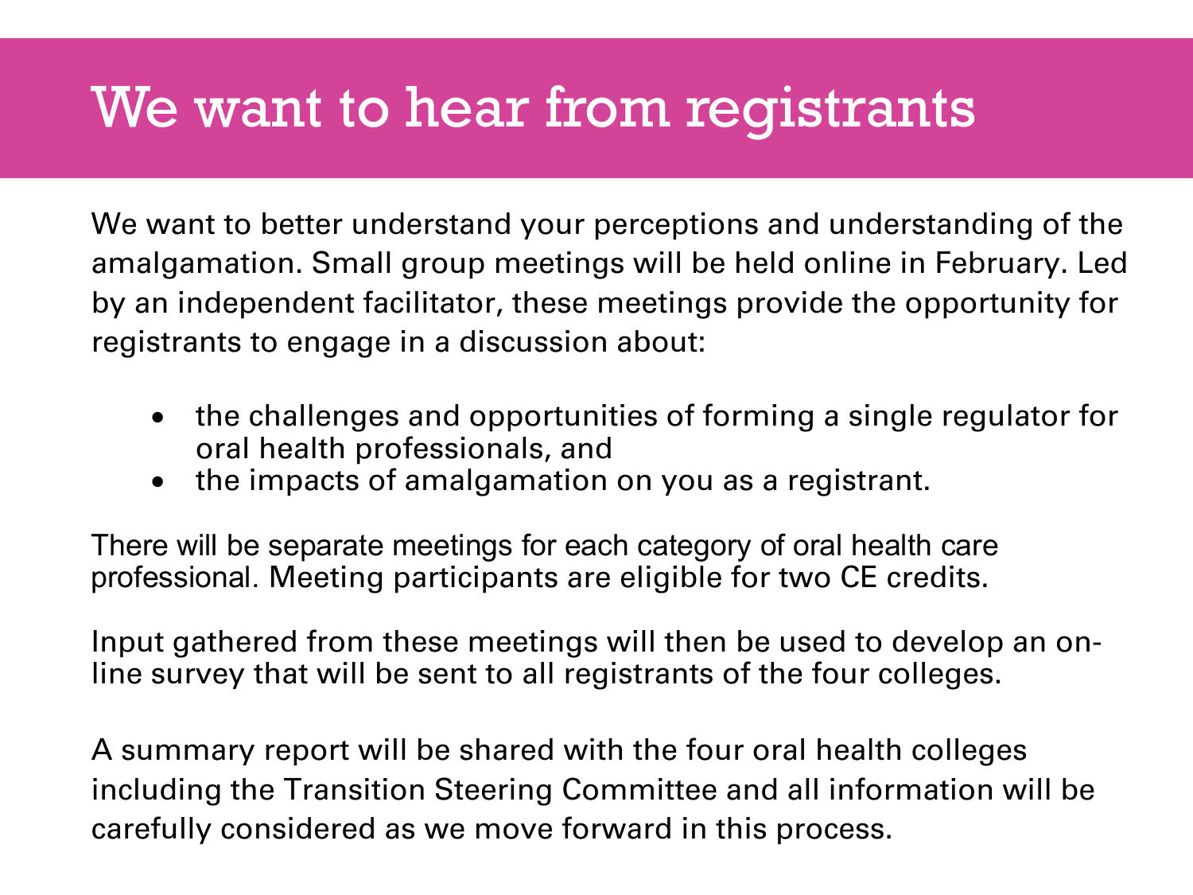# We want to hear from registrants

We want to better understand your perceptions and understanding of the amalgamation. Small group meetings will be held online in February. Led by an independent facilitator, these meetings provide the opportunity for registrants to engage in a discussion about:

- the challenges and opportunities of forming a single regulator for oral health professionals, and
- the impacts of amalgamation on you as a registrant.

There will be separate meetings for each category of oral health care professional. Meeting participants are eligible for two CE credits.

Input gathered from these meetings will then be used to develop an on-line survey that will be sent to all registrants of the four colleges.

A summary report will be shared with the four oral health colleges including the Transition Steering Committee and all information will be carefully considered as we move forward in this process.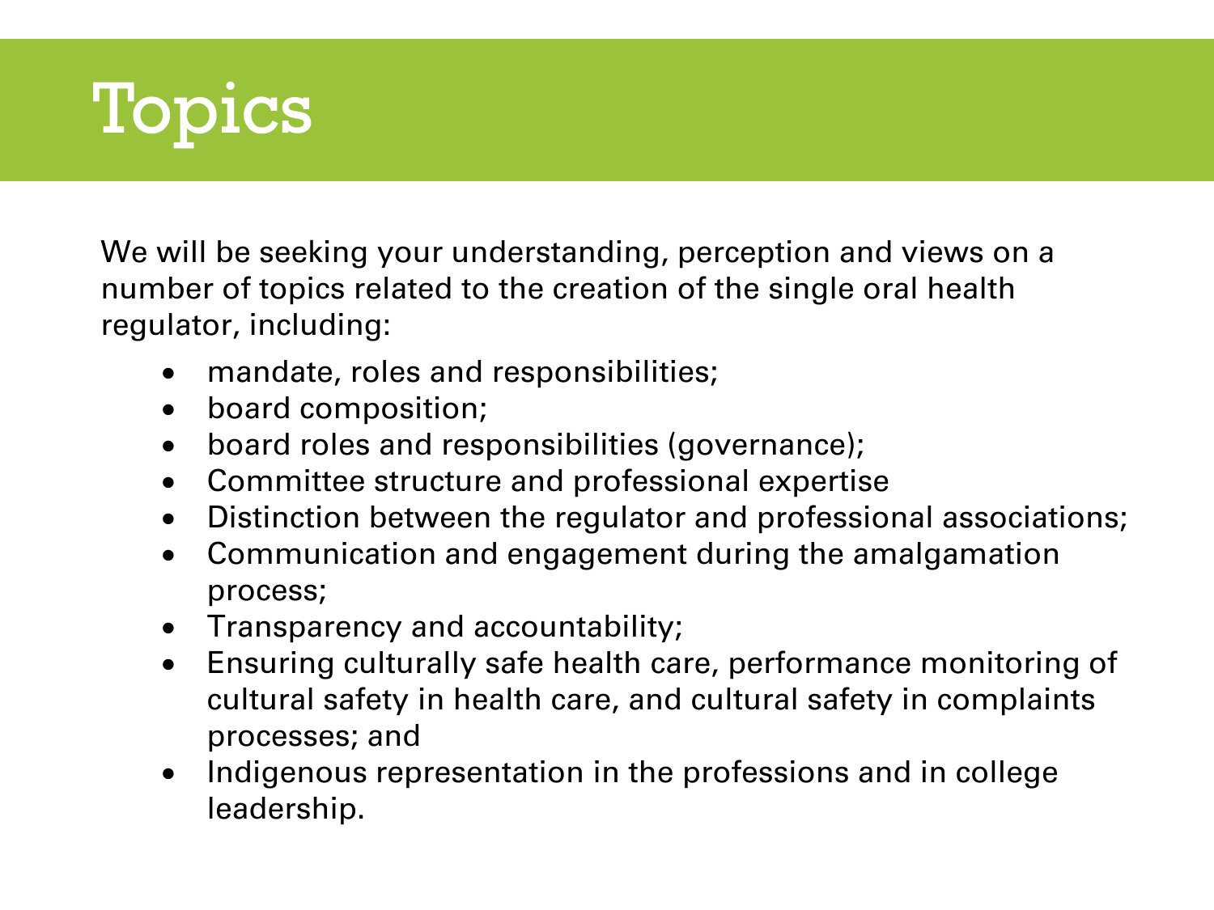# Topics

We will be seeking your understanding, perception and views on a number of topics related to the creation of the single oral health regulator, including:

- mandate, roles and responsibilities;
- board composition;
- board roles and responsibilities (governance);
- Committee structure and professional expertise
- Distinction between the regulator and professional associations;
- Communication and engagement during the amalgamation process;
- Transparency and accountability;
- Ensuring culturally safe health care, performance monitoring of cultural safety in health care, and cultural safety in complaints processes; and
- Indigenous representation in the professions and in college leadership.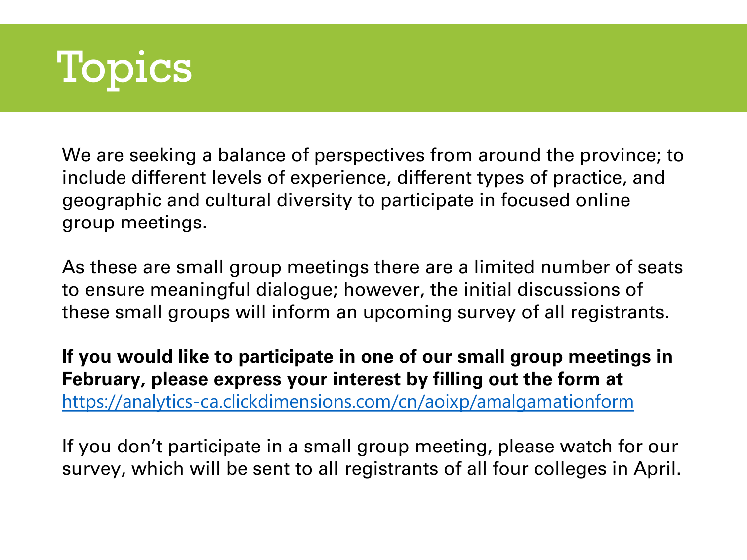# Topics

We are seeking a balance of perspectives from around the province; to include different levels of experience, different types of practice, and geographic and cultural diversity to participate in focused online group meetings.

As these are small group meetings there are a limited number of seats to ensure meaningful dialogue; however, the initial discussions of these small groups will inform an upcoming survey of all registrants.

**If you would like to participate in one of our small group meetings in February, please express your interest by filling out the form at** https://analytics-ca.clickdimensions.com/cn/aoixp/amalgamationform

If you don't participate in a small group meeting, please watch for our survey, which will be sent to all registrants of all four colleges in April.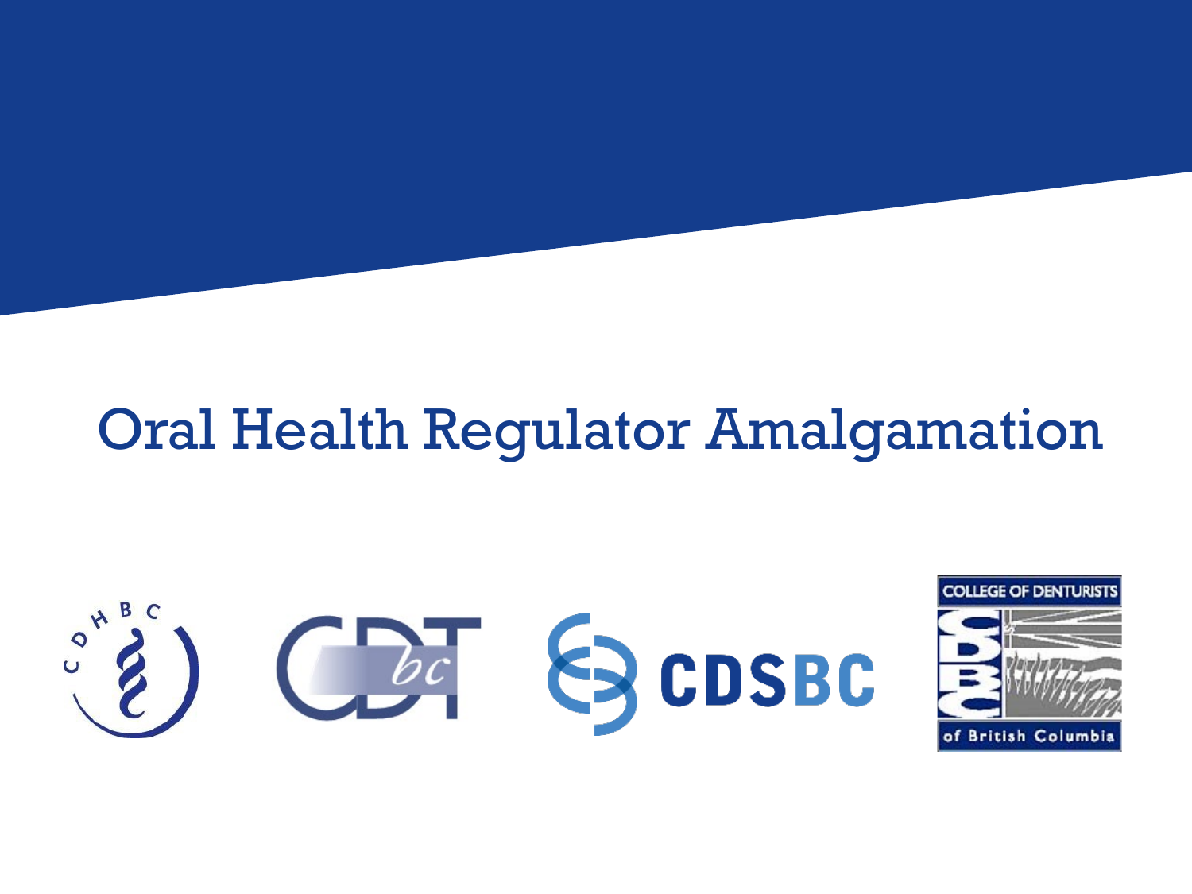# Oral Health Regulator Amalgamation